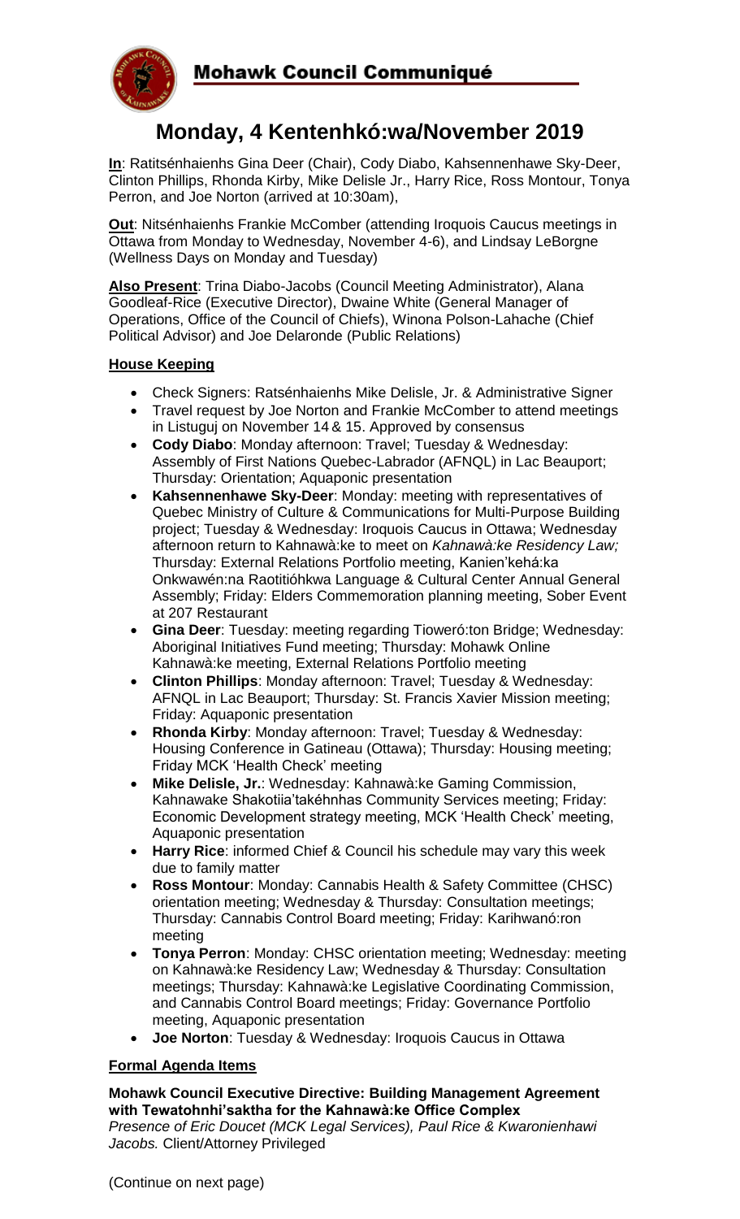# Mohawk Council Communiqué

## Monday, 4 Kentenhkó:wa/November 2019

**In**: Ratitsénhaienhs Gina Deer (Chair), Cody Diabo, Kahsennenhawe Sky-Deer, Clinton Phillips, Rhonda Kirby, Mike Delisle Jr., Harry Rice, Ross Montour, Tonya Perron, and Joe Norton (arrived at 10:30am),

**Out**: Nitsénhaienhs Frankie McComber (attending Iroquois Caucus meetings in Ottawa from Monday to Wednesday, November 4-6), and Lindsay LeBorgne (Wellness Days on Monday and Tuesday)

**Also Present**: Trina Diabo-Jacobs (Council Meeting Administrator), Alana Goodleaf-Rice (Executive Director), Dwaine White (General Manager of Operations, Office of the Council of Chiefs), Winona Polson-Lahache (Chief Political Advisor) and Joe Delaronde (Public Relations)

### House Keeping

- Check Signers: Ratsénhaienhs Mike Delisle, Jr. & Administrative Signer
- Travel request by Joe Norton and Frankie McComber to attend meetings in Listuguj on November 14 & 15. Approved by consensus
- **Cody Diabo**: Monday afternoon: Travel; Tuesday & Wednesday: Assembly of First Nations Quebec-Labrador (AFNQL) in Lac Beauport; Thursday: Orientation; Aquaponic presentation
- **Kahsennenhawe Sky-Deer**: Monday: meeting with representatives of Quebec Ministry of Culture & Communications for Multi-Purpose Building project; Tuesday & Wednesday: Iroquois Caucus in Ottawa; Wednesday afternoon return to Kahnawà:ke to meet on *Kahnawà:ke Residency Law;* Thursday: External Relations Portfolio meeting, Kanien'kehá:ka Onkwawén:na Raotitióhkwa Language & Cultural Center Annual General Assembly; Friday: Elders Commemoration planning meeting, Sober Event at 207 Restaurant
- **Gina Deer**: Tuesday: meeting regarding Tioweró:ton Bridge; Wednesday: Aboriginal Initiatives Fund meeting; Thursday: Mohawk Online Kahnawà:ke meeting, External Relations Portfolio meeting
- **Clinton Phillips**: Monday afternoon: Travel; Tuesday & Wednesday: AFNQL in Lac Beauport; Thursday: St. Francis Xavier Mission meeting; Friday: Aquaponic presentation
- **Rhonda Kirby**: Monday afternoon: Travel; Tuesday & Wednesday: Housing Conference in Gatineau (Ottawa); Thursday: Housing meeting; Friday MCK 'Health Check' meeting
- **Mike Delisle, Jr.**: Wednesday: Kahnawà:ke Gaming Commission, Kahnawake Shakotiia'takéhnhas Community Services meeting; Friday: Economic Development strategy meeting, MCK 'Health Check' meeting, Aquaponic presentation
- **Harry Rice**: informed Chief & Council his schedule may vary this week due to family matter
- **Ross Montour**: Monday: Cannabis Health & Safety Committee (CHSC) orientation meeting; Wednesday & Thursday: Consultation meetings; Thursday: Cannabis Control Board meeting; Friday: Karihwanó:ron meeting
- **Tonya Perron**: Monday: CHSC orientation meeting; Wednesday: meeting on Kahnawà:ke Residency Law; Wednesday & Thursday: Consultation meetings; Thursday: Kahnawà:ke Legislative Coordinating Commission, and Cannabis Control Board meetings; Friday: Governance Portfolio meeting, Aquaponic presentation
- **Joe Norton**: Tuesday & Wednesday: Iroquois Caucus in Ottawa

### Formal Agenda Items

**Mohawk Council Executive Directive: Building Management Agreement with Tewatohnhi'saktha for the Kahnawà:ke Office Complex**
*Presence of Eric Doucet (MCK Legal Services), Paul Rice & Kwaronienhawi Jacobs.* Client/Attorney Privileged

(Continue on next page)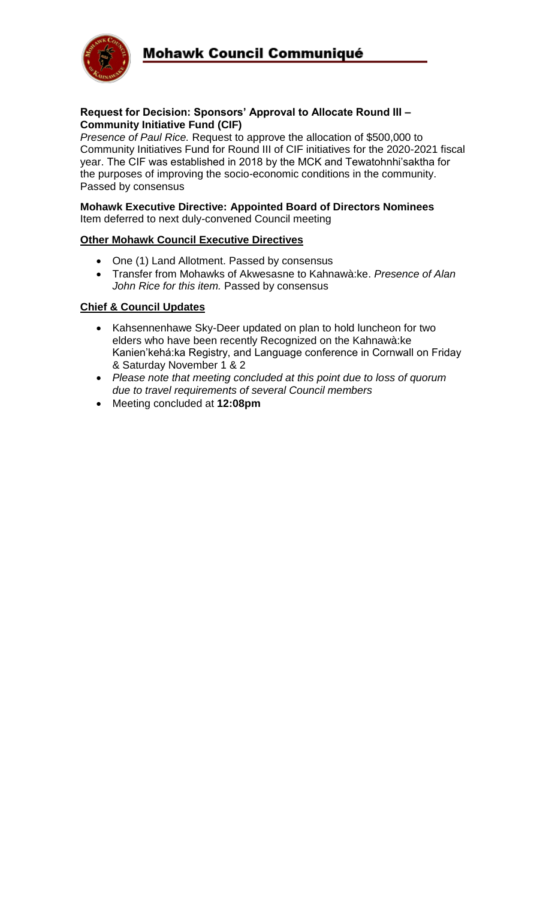**Request for Decision: Sponsors' Approval to Allocate Round III – Community Initiative Fund (CIF)**

*Presence of Paul Rice.* Request to approve the allocation of $500,000 to Community Initiatives Fund for Round III of CIF initiatives for the 2020-2021 fiscal year. The CIF was established in 2018 by the MCK and Tewatohnhi'saktha for the purposes of improving the socio-economic conditions in the community. Passed by consensus

**Mohawk Executive Directive: Appointed Board of Directors Nominees**

Item deferred to next duly-convened Council meeting

**Other Mohawk Council Executive Directives**

- One (1) Land Allotment. Passed by consensus
- Transfer from Mohawks of Akwesasne to Kahnawà:ke. *Presence of Alan John Rice for this item.* Passed by consensus

**Chief & Council Updates**

- Kahsennenhawe Sky-Deer updated on plan to hold luncheon for two elders who have been recently Recognized on the Kahnawà:ke Kanien'kehá:ka Registry, and Language conference in Cornwall on Friday & Saturday November 1 & 2
- *Please note that meeting concluded at this point due to loss of quorum due to travel requirements of several Council members*
- Meeting concluded at **12:08pm**